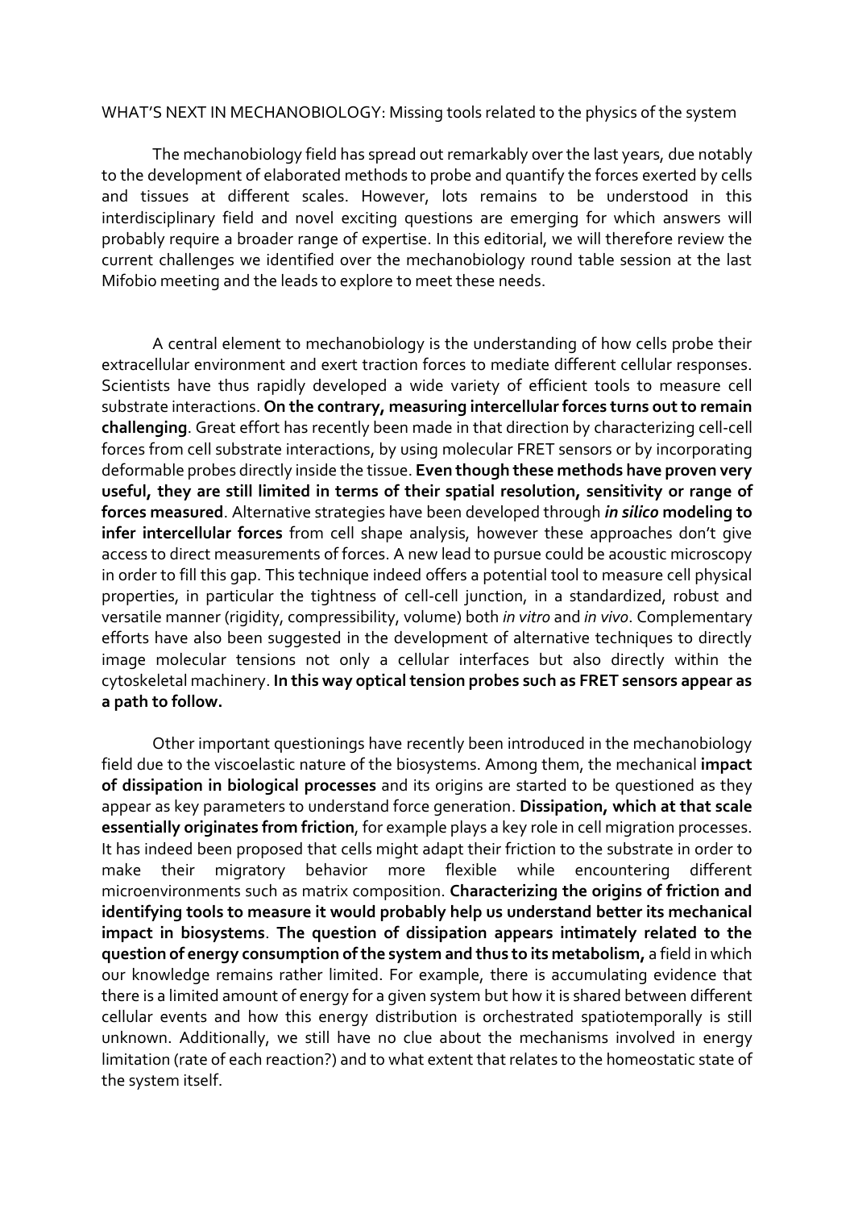# WHAT'S NEXT IN MECHANOBIOLOGY: Missing tools related to the physics of the system

The mechanobiology field has spread out remarkably over the last years, due notably to the development of elaborated methods to probe and quantify the forces exerted by cells and tissues at different scales. However, lots remains to be understood in this interdisciplinary field and novel exciting questions are emerging for which answers will probably require a broader range of expertise. In this editorial, we will therefore review the current challenges we identified over the mechanobiology round table session at the last Mifobio meeting and the leads to explore to meet these needs.

A central element to mechanobiology is the understanding of how cells probe their extracellular environment and exert traction forces to mediate different cellular responses. Scientists have thus rapidly developed a wide variety of efficient tools to measure cell substrate interactions. **On the contrary, measuring intercellular forces turns out to remain challenging**. Great effort has recently been made in that direction by characterizing cell-cell forces from cell substrate interactions, by using molecular FRET sensors or by incorporating deformable probes directly inside the tissue. **Even though these methods have proven very useful, they are still limited in terms of their spatial resolution, sensitivity or range of forces measured**. Alternative strategies have been developed through ***in silico*** **modeling to infer intercellular forces** from cell shape analysis, however these approaches don't give access to direct measurements of forces. A new lead to pursue could be acoustic microscopy in order to fill this gap. This technique indeed offers a potential tool to measure cell physical properties, in particular the tightness of cell-cell junction, in a standardized, robust and versatile manner (rigidity, compressibility, volume) both *in vitro* and *in vivo*. Complementary efforts have also been suggested in the development of alternative techniques to directly image molecular tensions not only a cellular interfaces but also directly within the cytoskeletal machinery. **In this way optical tension probes such as FRET sensors appear as a path to follow.**

Other important questionings have recently been introduced in the mechanobiology field due to the viscoelastic nature of the biosystems. Among them, the mechanical **impact of dissipation in biological processes** and its origins are started to be questioned as they appear as key parameters to understand force generation. **Dissipation, which at that scale essentially originates from friction**, for example plays a key role in cell migration processes. It has indeed been proposed that cells might adapt their friction to the substrate in order to make their migratory behavior more flexible while encountering different microenvironments such as matrix composition. **Characterizing the origins of friction and identifying tools to measure it would probably help us understand better its mechanical impact in biosystems**. **The question of dissipation appears intimately related to the question of energy consumption of the system and thus to its metabolism,** a field in which our knowledge remains rather limited. For example, there is accumulating evidence that there is a limited amount of energy for a given system but how it is shared between different cellular events and how this energy distribution is orchestrated spatiotemporally is still unknown. Additionally, we still have no clue about the mechanisms involved in energy limitation (rate of each reaction?) and to what extent that relates to the homeostatic state of the system itself.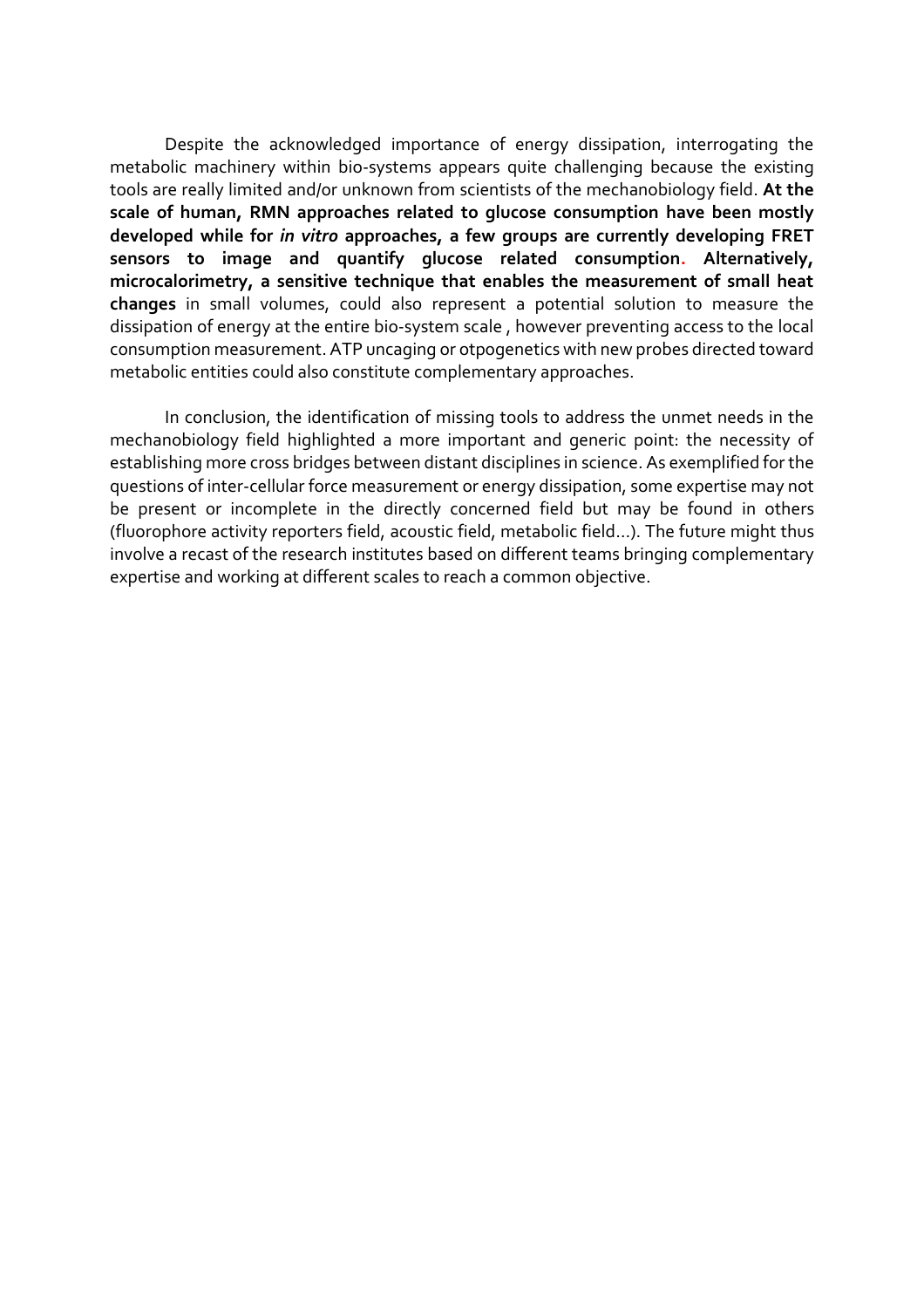Despite the acknowledged importance of energy dissipation, interrogating the metabolic machinery within bio-systems appears quite challenging because the existing tools are really limited and/or unknown from scientists of the mechanobiology field. **At the scale of human, RMN approaches related to glucose consumption have been mostly developed while for *in vitro* approaches, a few groups are currently developing FRET sensors to image and quantify glucose related consumption. Alternatively, microcalorimetry, a sensitive technique that enables the measurement of small heat changes** in small volumes, could also represent a potential solution to measure the dissipation of energy at the entire bio-system scale , however preventing access to the local consumption measurement. ATP uncaging or otpogenetics with new probes directed toward metabolic entities could also constitute complementary approaches.

In conclusion, the identification of missing tools to address the unmet needs in the mechanobiology field highlighted a more important and generic point: the necessity of establishing more cross bridges between distant disciplines in science. As exemplified for the questions of inter-cellular force measurement or energy dissipation, some expertise may not be present or incomplete in the directly concerned field but may be found in others (fluorophore activity reporters field, acoustic field, metabolic field…). The future might thus involve a recast of the research institutes based on different teams bringing complementary expertise and working at different scales to reach a common objective.